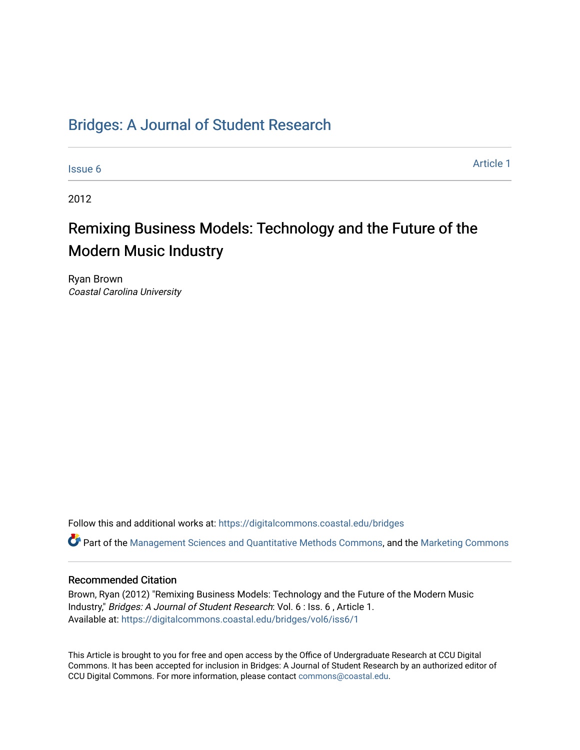# Bridges: A Journal of Student Research

Issue 6

Article 1

2012

## Remixing Business Models: Technology and the Future of the Modern Music Industry

Ryan Brown
*Coastal Carolina University*

Follow this and additional works at: https://digitalcommons.coastal.edu/bridges

Part of the Management Sciences and Quantitative Methods Commons, and the Marketing Commons

### Recommended Citation

Brown, Ryan (2012) "Remixing Business Models: Technology and the Future of the Modern Music Industry," *Bridges: A Journal of Student Research*: Vol. 6 : Iss. 6 , Article 1.
Available at: https://digitalcommons.coastal.edu/bridges/vol6/iss6/1

This Article is brought to you for free and open access by the Office of Undergraduate Research at CCU Digital Commons. It has been accepted for inclusion in Bridges: A Journal of Student Research by an authorized editor of CCU Digital Commons. For more information, please contact commons@coastal.edu.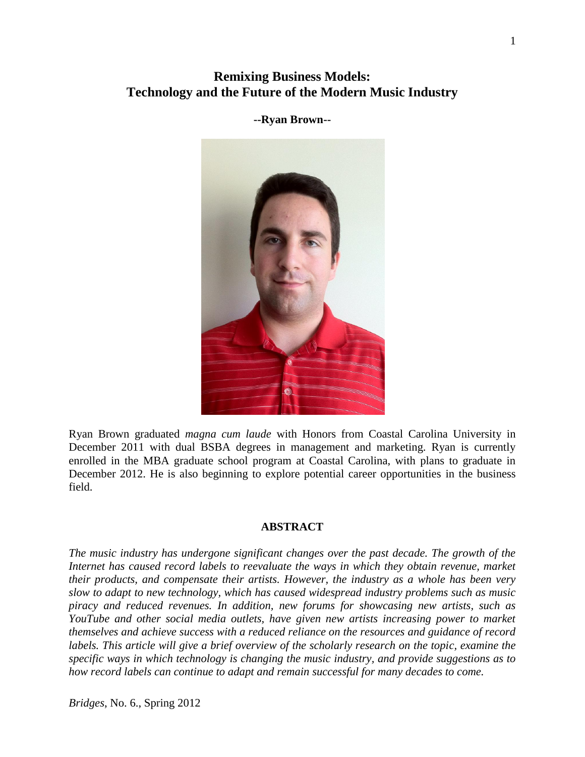# Remixing Business Models: Technology and the Future of the Modern Music Industry

**--Ryan Brown--**

Ryan Brown graduated *magna cum laude* with Honors from Coastal Carolina University in December 2011 with dual BSBA degrees in management and marketing. Ryan is currently enrolled in the MBA graduate school program at Coastal Carolina, with plans to graduate in December 2012. He is also beginning to explore potential career opportunities in the business field.

## ABSTRACT

*The music industry has undergone significant changes over the past decade. The growth of the Internet has caused record labels to reevaluate the ways in which they obtain revenue, market their products, and compensate their artists. However, the industry as a whole has been very slow to adapt to new technology, which has caused widespread industry problems such as music piracy and reduced revenues. In addition, new forums for showcasing new artists, such as YouTube and other social media outlets, have given new artists increasing power to market themselves and achieve success with a reduced reliance on the resources and guidance of record labels. This article will give a brief overview of the scholarly research on the topic, examine the specific ways in which technology is changing the music industry, and provide suggestions as to how record labels can continue to adapt and remain successful for many decades to come.*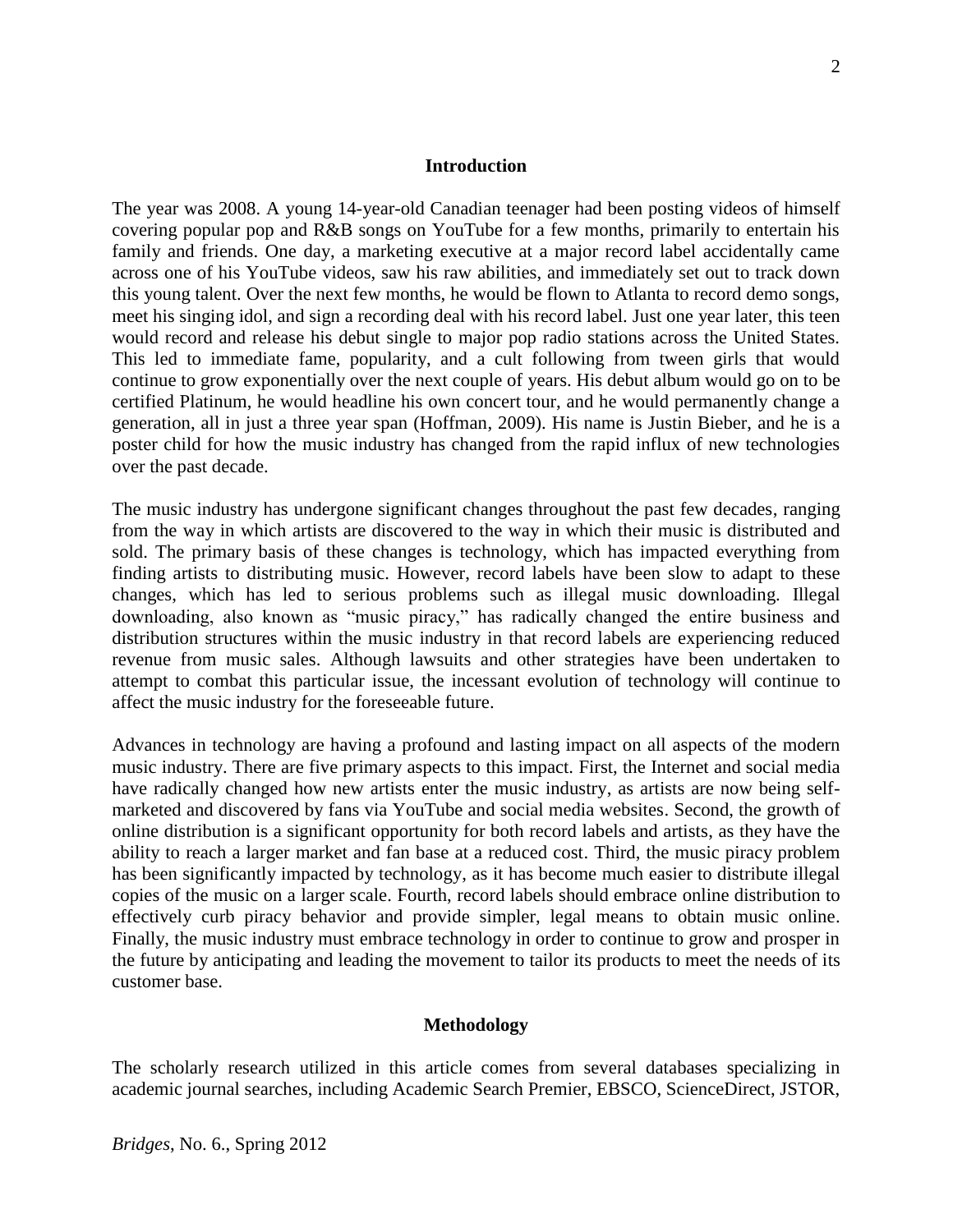## Introduction

The year was 2008. A young 14-year-old Canadian teenager had been posting videos of himself covering popular pop and R&B songs on YouTube for a few months, primarily to entertain his family and friends. One day, a marketing executive at a major record label accidentally came across one of his YouTube videos, saw his raw abilities, and immediately set out to track down this young talent. Over the next few months, he would be flown to Atlanta to record demo songs, meet his singing idol, and sign a recording deal with his record label. Just one year later, this teen would record and release his debut single to major pop radio stations across the United States. This led to immediate fame, popularity, and a cult following from tween girls that would continue to grow exponentially over the next couple of years. His debut album would go on to be certified Platinum, he would headline his own concert tour, and he would permanently change a generation, all in just a three year span (Hoffman, 2009). His name is Justin Bieber, and he is a poster child for how the music industry has changed from the rapid influx of new technologies over the past decade.

The music industry has undergone significant changes throughout the past few decades, ranging from the way in which artists are discovered to the way in which their music is distributed and sold. The primary basis of these changes is technology, which has impacted everything from finding artists to distributing music. However, record labels have been slow to adapt to these changes, which has led to serious problems such as illegal music downloading. Illegal downloading, also known as "music piracy," has radically changed the entire business and distribution structures within the music industry in that record labels are experiencing reduced revenue from music sales. Although lawsuits and other strategies have been undertaken to attempt to combat this particular issue, the incessant evolution of technology will continue to affect the music industry for the foreseeable future.

Advances in technology are having a profound and lasting impact on all aspects of the modern music industry. There are five primary aspects to this impact. First, the Internet and social media have radically changed how new artists enter the music industry, as artists are now being self-marketed and discovered by fans via YouTube and social media websites. Second, the growth of online distribution is a significant opportunity for both record labels and artists, as they have the ability to reach a larger market and fan base at a reduced cost. Third, the music piracy problem has been significantly impacted by technology, as it has become much easier to distribute illegal copies of the music on a larger scale. Fourth, record labels should embrace online distribution to effectively curb piracy behavior and provide simpler, legal means to obtain music online. Finally, the music industry must embrace technology in order to continue to grow and prosper in the future by anticipating and leading the movement to tailor its products to meet the needs of its customer base.

## Methodology

The scholarly research utilized in this article comes from several databases specializing in academic journal searches, including Academic Search Premier, EBSCO, ScienceDirect, JSTOR,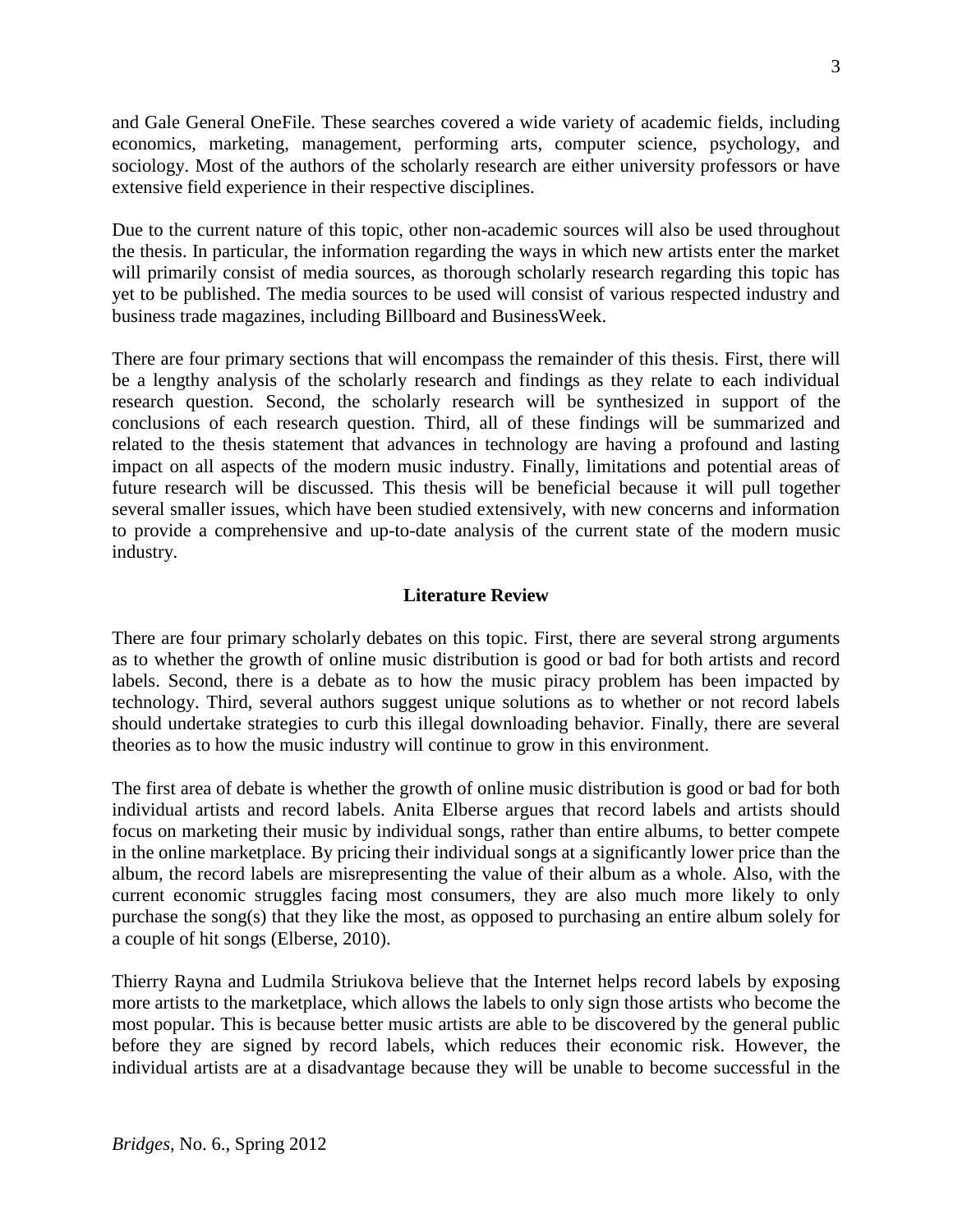and Gale General OneFile. These searches covered a wide variety of academic fields, including economics, marketing, management, performing arts, computer science, psychology, and sociology. Most of the authors of the scholarly research are either university professors or have extensive field experience in their respective disciplines.

Due to the current nature of this topic, other non-academic sources will also be used throughout the thesis. In particular, the information regarding the ways in which new artists enter the market will primarily consist of media sources, as thorough scholarly research regarding this topic has yet to be published. The media sources to be used will consist of various respected industry and business trade magazines, including Billboard and BusinessWeek.

There are four primary sections that will encompass the remainder of this thesis. First, there will be a lengthy analysis of the scholarly research and findings as they relate to each individual research question. Second, the scholarly research will be synthesized in support of the conclusions of each research question. Third, all of these findings will be summarized and related to the thesis statement that advances in technology are having a profound and lasting impact on all aspects of the modern music industry. Finally, limitations and potential areas of future research will be discussed. This thesis will be beneficial because it will pull together several smaller issues, which have been studied extensively, with new concerns and information to provide a comprehensive and up-to-date analysis of the current state of the modern music industry.

## Literature Review

There are four primary scholarly debates on this topic. First, there are several strong arguments as to whether the growth of online music distribution is good or bad for both artists and record labels. Second, there is a debate as to how the music piracy problem has been impacted by technology. Third, several authors suggest unique solutions as to whether or not record labels should undertake strategies to curb this illegal downloading behavior. Finally, there are several theories as to how the music industry will continue to grow in this environment.

The first area of debate is whether the growth of online music distribution is good or bad for both individual artists and record labels. Anita Elberse argues that record labels and artists should focus on marketing their music by individual songs, rather than entire albums, to better compete in the online marketplace. By pricing their individual songs at a significantly lower price than the album, the record labels are misrepresenting the value of their album as a whole. Also, with the current economic struggles facing most consumers, they are also much more likely to only purchase the song(s) that they like the most, as opposed to purchasing an entire album solely for a couple of hit songs (Elberse, 2010).

Thierry Rayna and Ludmila Striukova believe that the Internet helps record labels by exposing more artists to the marketplace, which allows the labels to only sign those artists who become the most popular. This is because better music artists are able to be discovered by the general public before they are signed by record labels, which reduces their economic risk. However, the individual artists are at a disadvantage because they will be unable to become successful in the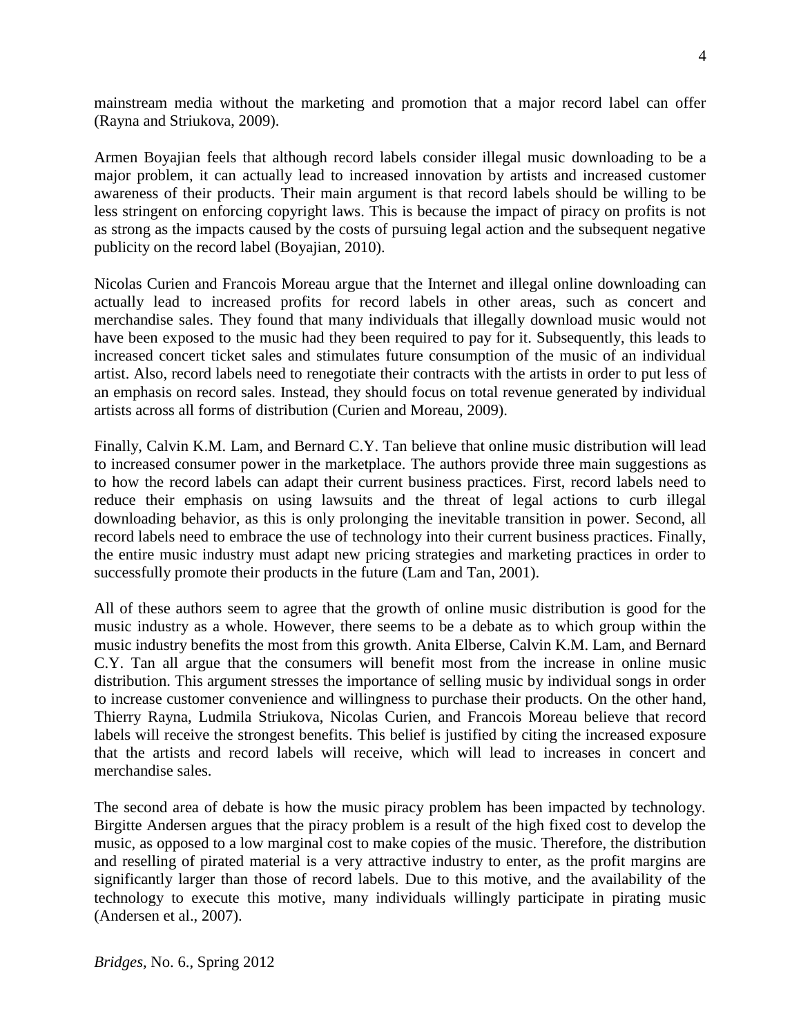mainstream media without the marketing and promotion that a major record label can offer (Rayna and Striukova, 2009).

Armen Boyajian feels that although record labels consider illegal music downloading to be a major problem, it can actually lead to increased innovation by artists and increased customer awareness of their products. Their main argument is that record labels should be willing to be less stringent on enforcing copyright laws. This is because the impact of piracy on profits is not as strong as the impacts caused by the costs of pursuing legal action and the subsequent negative publicity on the record label (Boyajian, 2010).

Nicolas Curien and Francois Moreau argue that the Internet and illegal online downloading can actually lead to increased profits for record labels in other areas, such as concert and merchandise sales. They found that many individuals that illegally download music would not have been exposed to the music had they been required to pay for it. Subsequently, this leads to increased concert ticket sales and stimulates future consumption of the music of an individual artist. Also, record labels need to renegotiate their contracts with the artists in order to put less of an emphasis on record sales. Instead, they should focus on total revenue generated by individual artists across all forms of distribution (Curien and Moreau, 2009).

Finally, Calvin K.M. Lam, and Bernard C.Y. Tan believe that online music distribution will lead to increased consumer power in the marketplace. The authors provide three main suggestions as to how the record labels can adapt their current business practices. First, record labels need to reduce their emphasis on using lawsuits and the threat of legal actions to curb illegal downloading behavior, as this is only prolonging the inevitable transition in power. Second, all record labels need to embrace the use of technology into their current business practices. Finally, the entire music industry must adapt new pricing strategies and marketing practices in order to successfully promote their products in the future (Lam and Tan, 2001).

All of these authors seem to agree that the growth of online music distribution is good for the music industry as a whole. However, there seems to be a debate as to which group within the music industry benefits the most from this growth. Anita Elberse, Calvin K.M. Lam, and Bernard C.Y. Tan all argue that the consumers will benefit most from the increase in online music distribution. This argument stresses the importance of selling music by individual songs in order to increase customer convenience and willingness to purchase their products. On the other hand, Thierry Rayna, Ludmila Striukova, Nicolas Curien, and Francois Moreau believe that record labels will receive the strongest benefits. This belief is justified by citing the increased exposure that the artists and record labels will receive, which will lead to increases in concert and merchandise sales.

The second area of debate is how the music piracy problem has been impacted by technology. Birgitte Andersen argues that the piracy problem is a result of the high fixed cost to develop the music, as opposed to a low marginal cost to make copies of the music. Therefore, the distribution and reselling of pirated material is a very attractive industry to enter, as the profit margins are significantly larger than those of record labels. Due to this motive, and the availability of the technology to execute this motive, many individuals willingly participate in pirating music (Andersen et al., 2007).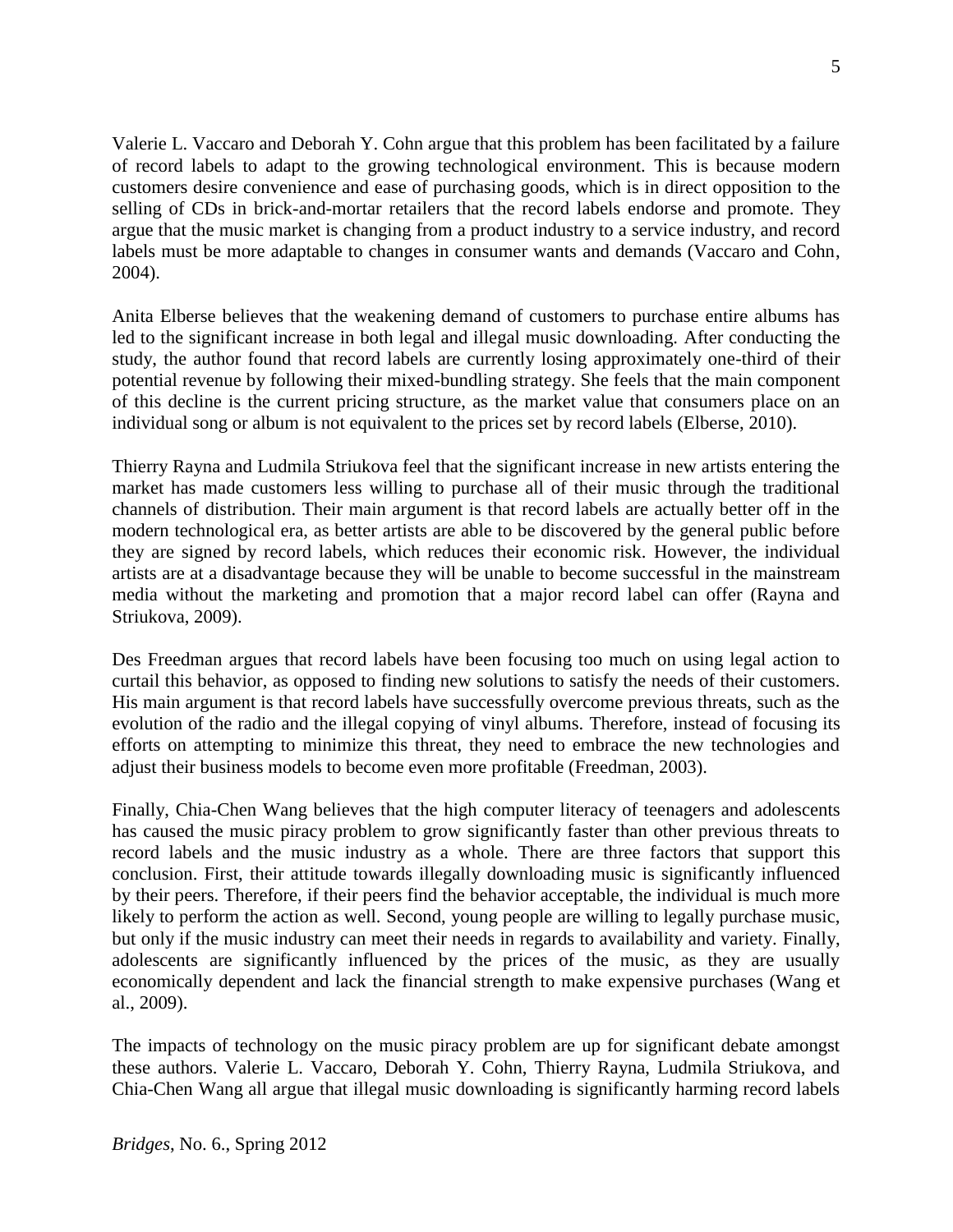Valerie L. Vaccaro and Deborah Y. Cohn argue that this problem has been facilitated by a failure of record labels to adapt to the growing technological environment. This is because modern customers desire convenience and ease of purchasing goods, which is in direct opposition to the selling of CDs in brick-and-mortar retailers that the record labels endorse and promote. They argue that the music market is changing from a product industry to a service industry, and record labels must be more adaptable to changes in consumer wants and demands (Vaccaro and Cohn, 2004).

Anita Elberse believes that the weakening demand of customers to purchase entire albums has led to the significant increase in both legal and illegal music downloading. After conducting the study, the author found that record labels are currently losing approximately one-third of their potential revenue by following their mixed-bundling strategy. She feels that the main component of this decline is the current pricing structure, as the market value that consumers place on an individual song or album is not equivalent to the prices set by record labels (Elberse, 2010).

Thierry Rayna and Ludmila Striukova feel that the significant increase in new artists entering the market has made customers less willing to purchase all of their music through the traditional channels of distribution. Their main argument is that record labels are actually better off in the modern technological era, as better artists are able to be discovered by the general public before they are signed by record labels, which reduces their economic risk. However, the individual artists are at a disadvantage because they will be unable to become successful in the mainstream media without the marketing and promotion that a major record label can offer (Rayna and Striukova, 2009).

Des Freedman argues that record labels have been focusing too much on using legal action to curtail this behavior, as opposed to finding new solutions to satisfy the needs of their customers. His main argument is that record labels have successfully overcome previous threats, such as the evolution of the radio and the illegal copying of vinyl albums. Therefore, instead of focusing its efforts on attempting to minimize this threat, they need to embrace the new technologies and adjust their business models to become even more profitable (Freedman, 2003).

Finally, Chia-Chen Wang believes that the high computer literacy of teenagers and adolescents has caused the music piracy problem to grow significantly faster than other previous threats to record labels and the music industry as a whole. There are three factors that support this conclusion. First, their attitude towards illegally downloading music is significantly influenced by their peers. Therefore, if their peers find the behavior acceptable, the individual is much more likely to perform the action as well. Second, young people are willing to legally purchase music, but only if the music industry can meet their needs in regards to availability and variety. Finally, adolescents are significantly influenced by the prices of the music, as they are usually economically dependent and lack the financial strength to make expensive purchases (Wang et al., 2009).

The impacts of technology on the music piracy problem are up for significant debate amongst these authors. Valerie L. Vaccaro, Deborah Y. Cohn, Thierry Rayna, Ludmila Striukova, and Chia-Chen Wang all argue that illegal music downloading is significantly harming record labels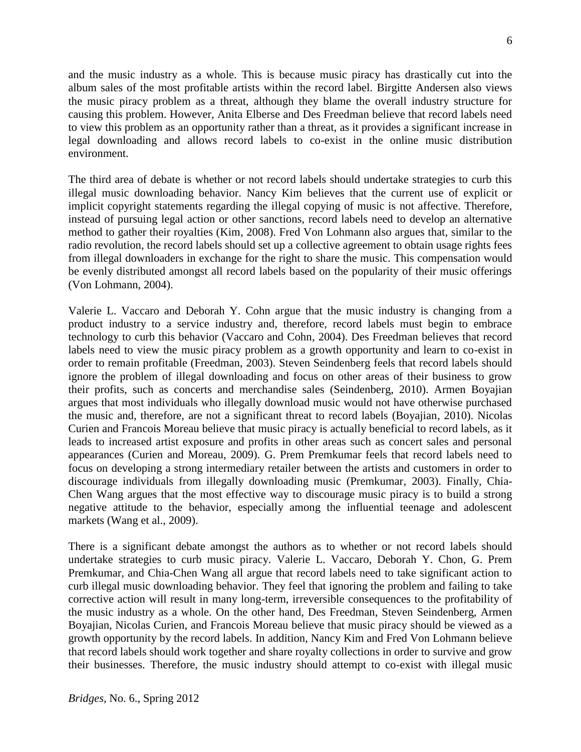and the music industry as a whole. This is because music piracy has drastically cut into the album sales of the most profitable artists within the record label. Birgitte Andersen also views the music piracy problem as a threat, although they blame the overall industry structure for causing this problem. However, Anita Elberse and Des Freedman believe that record labels need to view this problem as an opportunity rather than a threat, as it provides a significant increase in legal downloading and allows record labels to co-exist in the online music distribution environment.

The third area of debate is whether or not record labels should undertake strategies to curb this illegal music downloading behavior. Nancy Kim believes that the current use of explicit or implicit copyright statements regarding the illegal copying of music is not affective. Therefore, instead of pursuing legal action or other sanctions, record labels need to develop an alternative method to gather their royalties (Kim, 2008). Fred Von Lohmann also argues that, similar to the radio revolution, the record labels should set up a collective agreement to obtain usage rights fees from illegal downloaders in exchange for the right to share the music. This compensation would be evenly distributed amongst all record labels based on the popularity of their music offerings (Von Lohmann, 2004).

Valerie L. Vaccaro and Deborah Y. Cohn argue that the music industry is changing from a product industry to a service industry and, therefore, record labels must begin to embrace technology to curb this behavior (Vaccaro and Cohn, 2004). Des Freedman believes that record labels need to view the music piracy problem as a growth opportunity and learn to co-exist in order to remain profitable (Freedman, 2003). Steven Seindenberg feels that record labels should ignore the problem of illegal downloading and focus on other areas of their business to grow their profits, such as concerts and merchandise sales (Seindenberg, 2010). Armen Boyajian argues that most individuals who illegally download music would not have otherwise purchased the music and, therefore, are not a significant threat to record labels (Boyajian, 2010). Nicolas Curien and Francois Moreau believe that music piracy is actually beneficial to record labels, as it leads to increased artist exposure and profits in other areas such as concert sales and personal appearances (Curien and Moreau, 2009). G. Prem Premkumar feels that record labels need to focus on developing a strong intermediary retailer between the artists and customers in order to discourage individuals from illegally downloading music (Premkumar, 2003). Finally, Chia-Chen Wang argues that the most effective way to discourage music piracy is to build a strong negative attitude to the behavior, especially among the influential teenage and adolescent markets (Wang et al., 2009).

There is a significant debate amongst the authors as to whether or not record labels should undertake strategies to curb music piracy. Valerie L. Vaccaro, Deborah Y. Chon, G. Prem Premkumar, and Chia-Chen Wang all argue that record labels need to take significant action to curb illegal music downloading behavior. They feel that ignoring the problem and failing to take corrective action will result in many long-term, irreversible consequences to the profitability of the music industry as a whole. On the other hand, Des Freedman, Steven Seindenberg, Armen Boyajian, Nicolas Curien, and Francois Moreau believe that music piracy should be viewed as a growth opportunity by the record labels. In addition, Nancy Kim and Fred Von Lohmann believe that record labels should work together and share royalty collections in order to survive and grow their businesses. Therefore, the music industry should attempt to co-exist with illegal music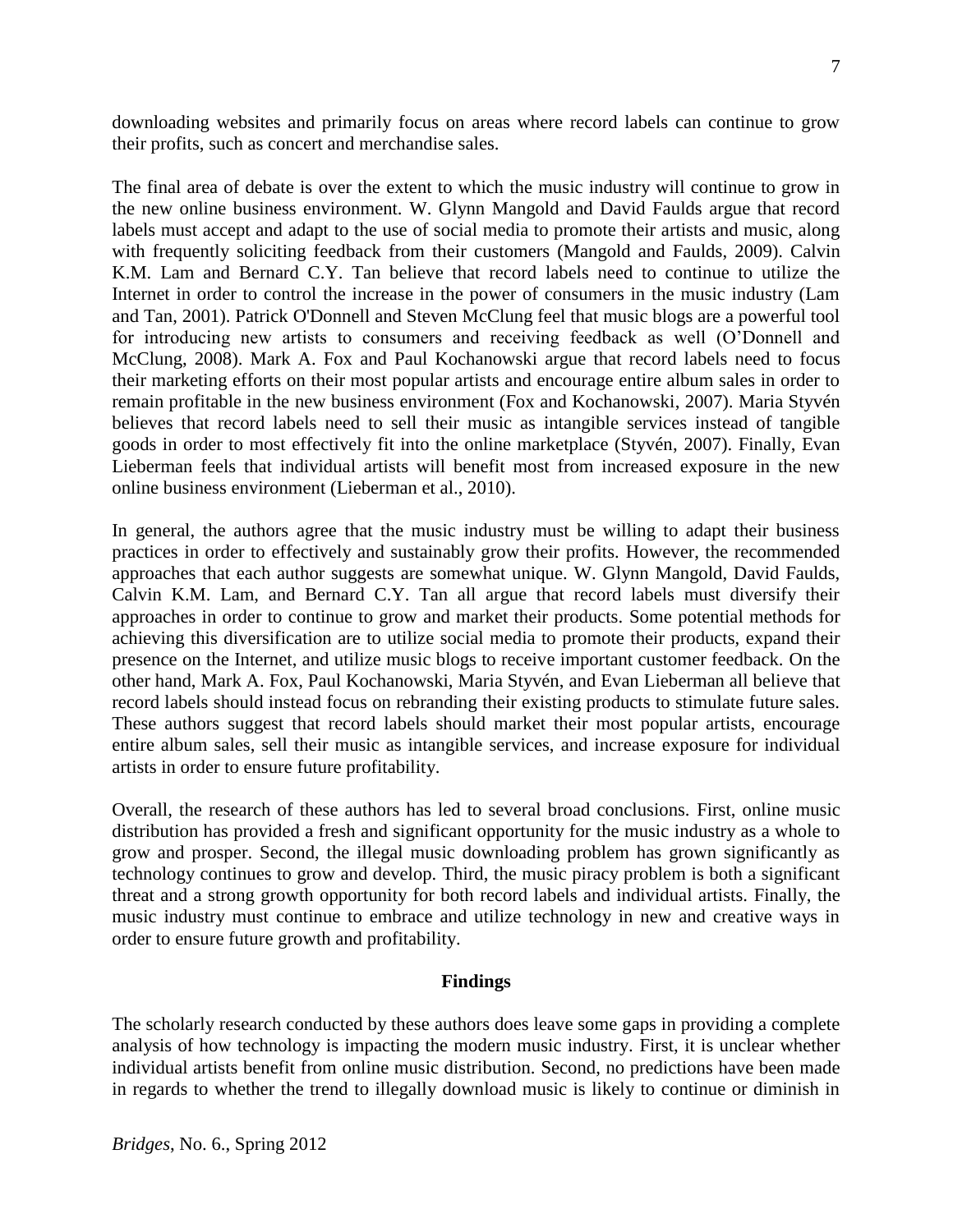downloading websites and primarily focus on areas where record labels can continue to grow their profits, such as concert and merchandise sales.

The final area of debate is over the extent to which the music industry will continue to grow in the new online business environment. W. Glynn Mangold and David Faulds argue that record labels must accept and adapt to the use of social media to promote their artists and music, along with frequently soliciting feedback from their customers (Mangold and Faulds, 2009). Calvin K.M. Lam and Bernard C.Y. Tan believe that record labels need to continue to utilize the Internet in order to control the increase in the power of consumers in the music industry (Lam and Tan, 2001). Patrick O'Donnell and Steven McClung feel that music blogs are a powerful tool for introducing new artists to consumers and receiving feedback as well (O'Donnell and McClung, 2008). Mark A. Fox and Paul Kochanowski argue that record labels need to focus their marketing efforts on their most popular artists and encourage entire album sales in order to remain profitable in the new business environment (Fox and Kochanowski, 2007). Maria Styvén believes that record labels need to sell their music as intangible services instead of tangible goods in order to most effectively fit into the online marketplace (Styvén, 2007). Finally, Evan Lieberman feels that individual artists will benefit most from increased exposure in the new online business environment (Lieberman et al., 2010).

In general, the authors agree that the music industry must be willing to adapt their business practices in order to effectively and sustainably grow their profits. However, the recommended approaches that each author suggests are somewhat unique. W. Glynn Mangold, David Faulds, Calvin K.M. Lam, and Bernard C.Y. Tan all argue that record labels must diversify their approaches in order to continue to grow and market their products. Some potential methods for achieving this diversification are to utilize social media to promote their products, expand their presence on the Internet, and utilize music blogs to receive important customer feedback. On the other hand, Mark A. Fox, Paul Kochanowski, Maria Styvén, and Evan Lieberman all believe that record labels should instead focus on rebranding their existing products to stimulate future sales. These authors suggest that record labels should market their most popular artists, encourage entire album sales, sell their music as intangible services, and increase exposure for individual artists in order to ensure future profitability.

Overall, the research of these authors has led to several broad conclusions. First, online music distribution has provided a fresh and significant opportunity for the music industry as a whole to grow and prosper. Second, the illegal music downloading problem has grown significantly as technology continues to grow and develop. Third, the music piracy problem is both a significant threat and a strong growth opportunity for both record labels and individual artists. Finally, the music industry must continue to embrace and utilize technology in new and creative ways in order to ensure future growth and profitability.

## Findings

The scholarly research conducted by these authors does leave some gaps in providing a complete analysis of how technology is impacting the modern music industry. First, it is unclear whether individual artists benefit from online music distribution. Second, no predictions have been made in regards to whether the trend to illegally download music is likely to continue or diminish in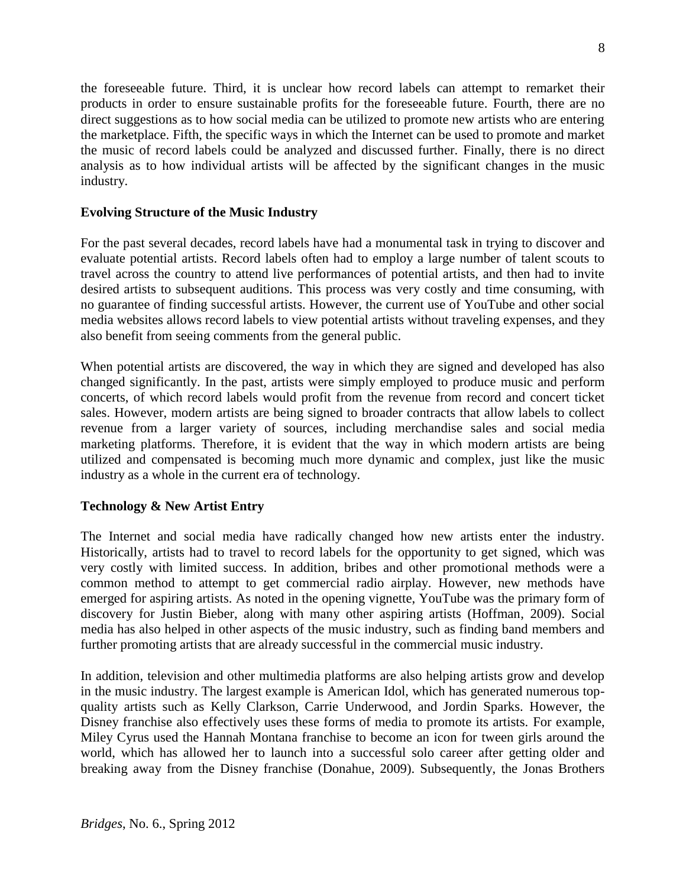the foreseeable future. Third, it is unclear how record labels can attempt to remarket their products in order to ensure sustainable profits for the foreseeable future. Fourth, there are no direct suggestions as to how social media can be utilized to promote new artists who are entering the marketplace. Fifth, the specific ways in which the Internet can be used to promote and market the music of record labels could be analyzed and discussed further. Finally, there is no direct analysis as to how individual artists will be affected by the significant changes in the music industry.

**Evolving Structure of the Music Industry**

For the past several decades, record labels have had a monumental task in trying to discover and evaluate potential artists. Record labels often had to employ a large number of talent scouts to travel across the country to attend live performances of potential artists, and then had to invite desired artists to subsequent auditions. This process was very costly and time consuming, with no guarantee of finding successful artists. However, the current use of YouTube and other social media websites allows record labels to view potential artists without traveling expenses, and they also benefit from seeing comments from the general public.

When potential artists are discovered, the way in which they are signed and developed has also changed significantly. In the past, artists were simply employed to produce music and perform concerts, of which record labels would profit from the revenue from record and concert ticket sales. However, modern artists are being signed to broader contracts that allow labels to collect revenue from a larger variety of sources, including merchandise sales and social media marketing platforms. Therefore, it is evident that the way in which modern artists are being utilized and compensated is becoming much more dynamic and complex, just like the music industry as a whole in the current era of technology.

**Technology & New Artist Entry**

The Internet and social media have radically changed how new artists enter the industry. Historically, artists had to travel to record labels for the opportunity to get signed, which was very costly with limited success. In addition, bribes and other promotional methods were a common method to attempt to get commercial radio airplay. However, new methods have emerged for aspiring artists. As noted in the opening vignette, YouTube was the primary form of discovery for Justin Bieber, along with many other aspiring artists (Hoffman, 2009). Social media has also helped in other aspects of the music industry, such as finding band members and further promoting artists that are already successful in the commercial music industry.

In addition, television and other multimedia platforms are also helping artists grow and develop in the music industry. The largest example is American Idol, which has generated numerous top-quality artists such as Kelly Clarkson, Carrie Underwood, and Jordin Sparks. However, the Disney franchise also effectively uses these forms of media to promote its artists. For example, Miley Cyrus used the Hannah Montana franchise to become an icon for tween girls around the world, which has allowed her to launch into a successful solo career after getting older and breaking away from the Disney franchise (Donahue, 2009). Subsequently, the Jonas Brothers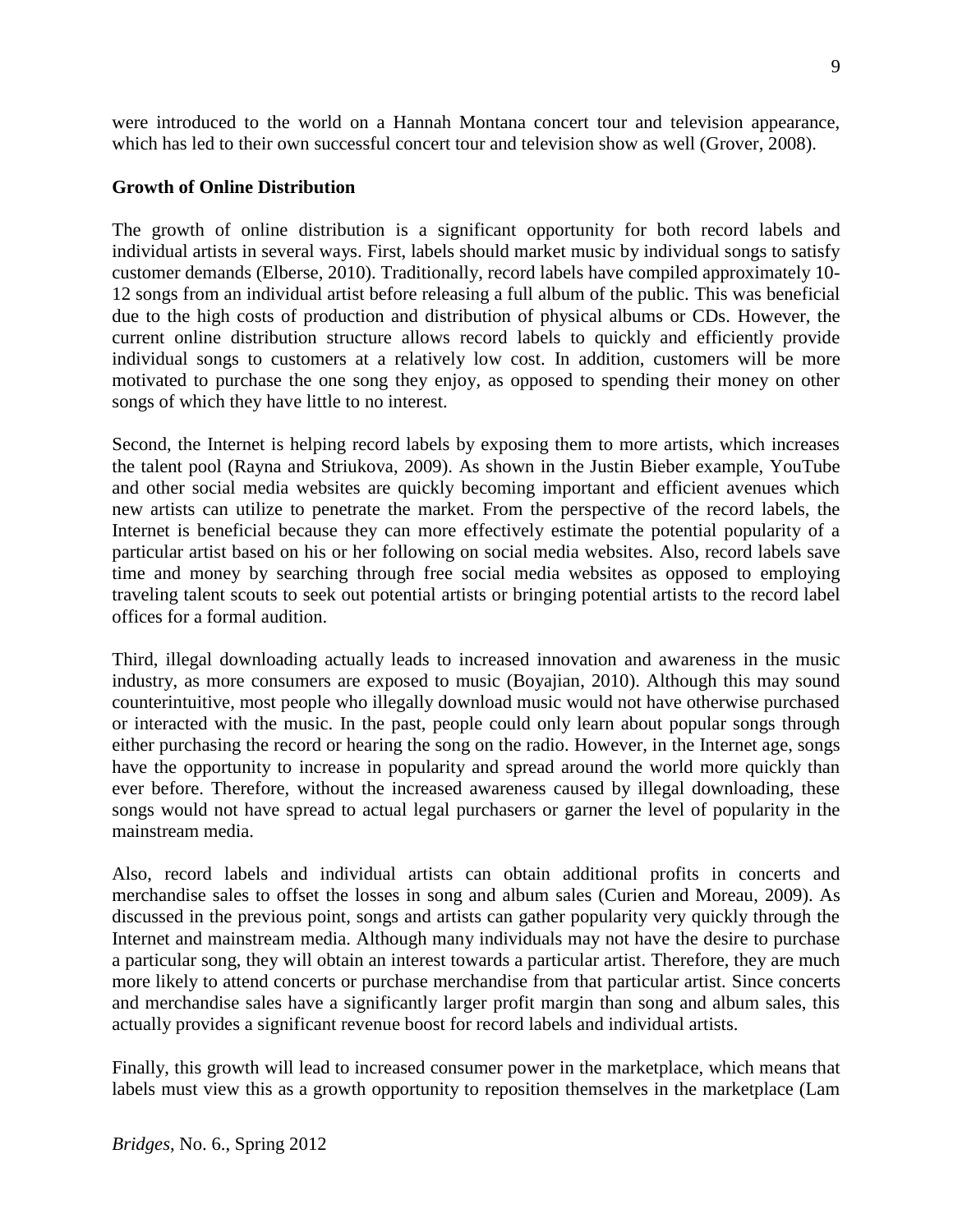were introduced to the world on a Hannah Montana concert tour and television appearance, which has led to their own successful concert tour and television show as well (Grover, 2008).

### Growth of Online Distribution

The growth of online distribution is a significant opportunity for both record labels and individual artists in several ways. First, labels should market music by individual songs to satisfy customer demands (Elberse, 2010). Traditionally, record labels have compiled approximately 10-12 songs from an individual artist before releasing a full album of the public. This was beneficial due to the high costs of production and distribution of physical albums or CDs. However, the current online distribution structure allows record labels to quickly and efficiently provide individual songs to customers at a relatively low cost. In addition, customers will be more motivated to purchase the one song they enjoy, as opposed to spending their money on other songs of which they have little to no interest.

Second, the Internet is helping record labels by exposing them to more artists, which increases the talent pool (Rayna and Striukova, 2009). As shown in the Justin Bieber example, YouTube and other social media websites are quickly becoming important and efficient avenues which new artists can utilize to penetrate the market. From the perspective of the record labels, the Internet is beneficial because they can more effectively estimate the potential popularity of a particular artist based on his or her following on social media websites. Also, record labels save time and money by searching through free social media websites as opposed to employing traveling talent scouts to seek out potential artists or bringing potential artists to the record label offices for a formal audition.

Third, illegal downloading actually leads to increased innovation and awareness in the music industry, as more consumers are exposed to music (Boyajian, 2010). Although this may sound counterintuitive, most people who illegally download music would not have otherwise purchased or interacted with the music. In the past, people could only learn about popular songs through either purchasing the record or hearing the song on the radio. However, in the Internet age, songs have the opportunity to increase in popularity and spread around the world more quickly than ever before. Therefore, without the increased awareness caused by illegal downloading, these songs would not have spread to actual legal purchasers or garner the level of popularity in the mainstream media.

Also, record labels and individual artists can obtain additional profits in concerts and merchandise sales to offset the losses in song and album sales (Curien and Moreau, 2009). As discussed in the previous point, songs and artists can gather popularity very quickly through the Internet and mainstream media. Although many individuals may not have the desire to purchase a particular song, they will obtain an interest towards a particular artist. Therefore, they are much more likely to attend concerts or purchase merchandise from that particular artist. Since concerts and merchandise sales have a significantly larger profit margin than song and album sales, this actually provides a significant revenue boost for record labels and individual artists.

Finally, this growth will lead to increased consumer power in the marketplace, which means that labels must view this as a growth opportunity to reposition themselves in the marketplace (Lam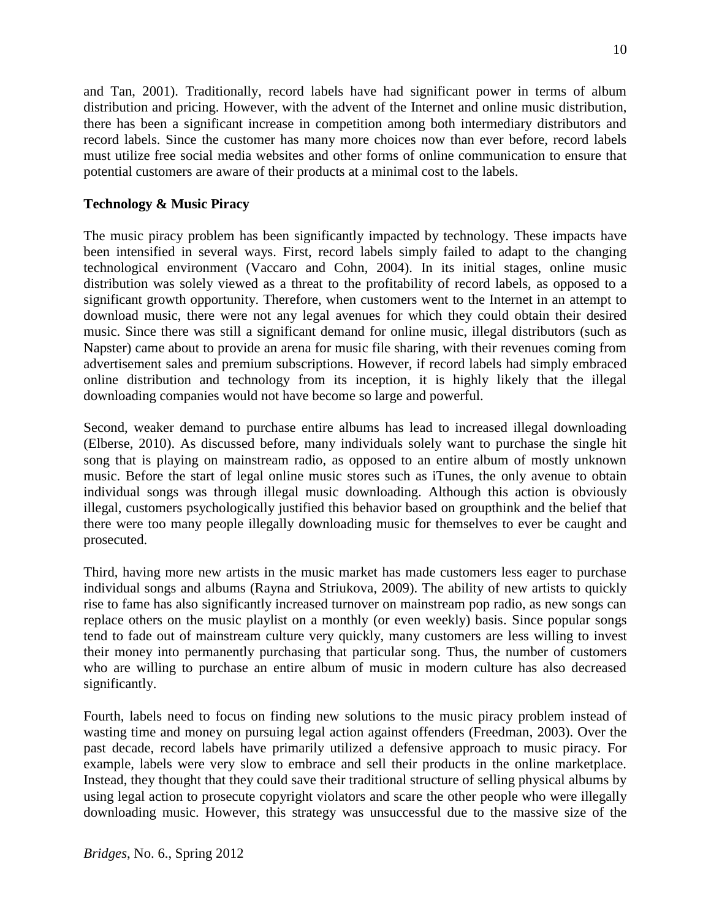and Tan, 2001). Traditionally, record labels have had significant power in terms of album distribution and pricing. However, with the advent of the Internet and online music distribution, there has been a significant increase in competition among both intermediary distributors and record labels. Since the customer has many more choices now than ever before, record labels must utilize free social media websites and other forms of online communication to ensure that potential customers are aware of their products at a minimal cost to the labels.

**Technology & Music Piracy**

The music piracy problem has been significantly impacted by technology. These impacts have been intensified in several ways. First, record labels simply failed to adapt to the changing technological environment (Vaccaro and Cohn, 2004). In its initial stages, online music distribution was solely viewed as a threat to the profitability of record labels, as opposed to a significant growth opportunity. Therefore, when customers went to the Internet in an attempt to download music, there were not any legal avenues for which they could obtain their desired music. Since there was still a significant demand for online music, illegal distributors (such as Napster) came about to provide an arena for music file sharing, with their revenues coming from advertisement sales and premium subscriptions. However, if record labels had simply embraced online distribution and technology from its inception, it is highly likely that the illegal downloading companies would not have become so large and powerful.

Second, weaker demand to purchase entire albums has lead to increased illegal downloading (Elberse, 2010). As discussed before, many individuals solely want to purchase the single hit song that is playing on mainstream radio, as opposed to an entire album of mostly unknown music. Before the start of legal online music stores such as iTunes, the only avenue to obtain individual songs was through illegal music downloading. Although this action is obviously illegal, customers psychologically justified this behavior based on groupthink and the belief that there were too many people illegally downloading music for themselves to ever be caught and prosecuted.

Third, having more new artists in the music market has made customers less eager to purchase individual songs and albums (Rayna and Striukova, 2009). The ability of new artists to quickly rise to fame has also significantly increased turnover on mainstream pop radio, as new songs can replace others on the music playlist on a monthly (or even weekly) basis. Since popular songs tend to fade out of mainstream culture very quickly, many customers are less willing to invest their money into permanently purchasing that particular song. Thus, the number of customers who are willing to purchase an entire album of music in modern culture has also decreased significantly.

Fourth, labels need to focus on finding new solutions to the music piracy problem instead of wasting time and money on pursuing legal action against offenders (Freedman, 2003). Over the past decade, record labels have primarily utilized a defensive approach to music piracy. For example, labels were very slow to embrace and sell their products in the online marketplace. Instead, they thought that they could save their traditional structure of selling physical albums by using legal action to prosecute copyright violators and scare the other people who were illegally downloading music. However, this strategy was unsuccessful due to the massive size of the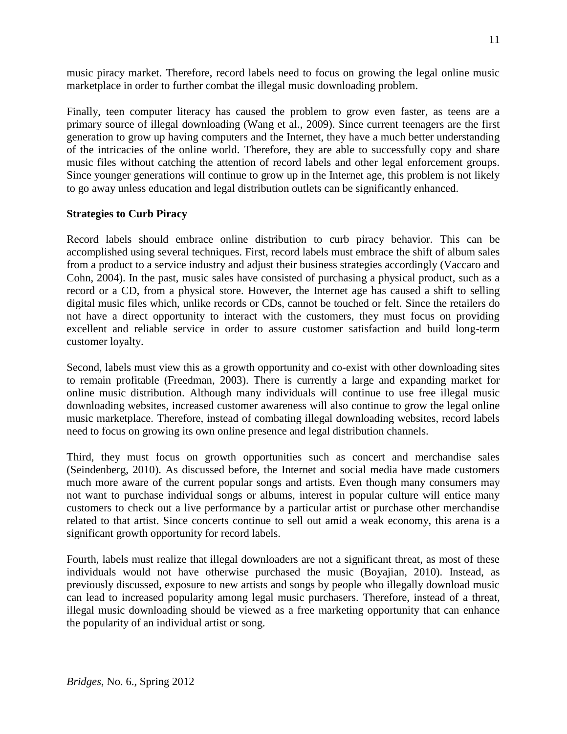music piracy market. Therefore, record labels need to focus on growing the legal online music marketplace in order to further combat the illegal music downloading problem.

Finally, teen computer literacy has caused the problem to grow even faster, as teens are a primary source of illegal downloading (Wang et al., 2009). Since current teenagers are the first generation to grow up having computers and the Internet, they have a much better understanding of the intricacies of the online world. Therefore, they are able to successfully copy and share music files without catching the attention of record labels and other legal enforcement groups. Since younger generations will continue to grow up in the Internet age, this problem is not likely to go away unless education and legal distribution outlets can be significantly enhanced.

**Strategies to Curb Piracy**

Record labels should embrace online distribution to curb piracy behavior. This can be accomplished using several techniques. First, record labels must embrace the shift of album sales from a product to a service industry and adjust their business strategies accordingly (Vaccaro and Cohn, 2004). In the past, music sales have consisted of purchasing a physical product, such as a record or a CD, from a physical store. However, the Internet age has caused a shift to selling digital music files which, unlike records or CDs, cannot be touched or felt. Since the retailers do not have a direct opportunity to interact with the customers, they must focus on providing excellent and reliable service in order to assure customer satisfaction and build long-term customer loyalty.

Second, labels must view this as a growth opportunity and co-exist with other downloading sites to remain profitable (Freedman, 2003). There is currently a large and expanding market for online music distribution. Although many individuals will continue to use free illegal music downloading websites, increased customer awareness will also continue to grow the legal online music marketplace. Therefore, instead of combating illegal downloading websites, record labels need to focus on growing its own online presence and legal distribution channels.

Third, they must focus on growth opportunities such as concert and merchandise sales (Seindenberg, 2010). As discussed before, the Internet and social media have made customers much more aware of the current popular songs and artists. Even though many consumers may not want to purchase individual songs or albums, interest in popular culture will entice many customers to check out a live performance by a particular artist or purchase other merchandise related to that artist. Since concerts continue to sell out amid a weak economy, this arena is a significant growth opportunity for record labels.

Fourth, labels must realize that illegal downloaders are not a significant threat, as most of these individuals would not have otherwise purchased the music (Boyajian, 2010). Instead, as previously discussed, exposure to new artists and songs by people who illegally download music can lead to increased popularity among legal music purchasers. Therefore, instead of a threat, illegal music downloading should be viewed as a free marketing opportunity that can enhance the popularity of an individual artist or song.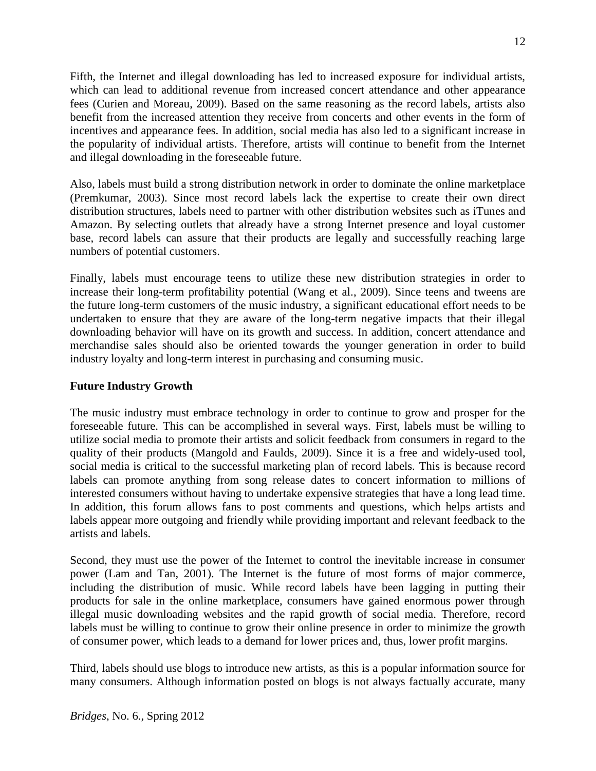Fifth, the Internet and illegal downloading has led to increased exposure for individual artists, which can lead to additional revenue from increased concert attendance and other appearance fees (Curien and Moreau, 2009). Based on the same reasoning as the record labels, artists also benefit from the increased attention they receive from concerts and other events in the form of incentives and appearance fees. In addition, social media has also led to a significant increase in the popularity of individual artists. Therefore, artists will continue to benefit from the Internet and illegal downloading in the foreseeable future.

Also, labels must build a strong distribution network in order to dominate the online marketplace (Premkumar, 2003). Since most record labels lack the expertise to create their own direct distribution structures, labels need to partner with other distribution websites such as iTunes and Amazon. By selecting outlets that already have a strong Internet presence and loyal customer base, record labels can assure that their products are legally and successfully reaching large numbers of potential customers.

Finally, labels must encourage teens to utilize these new distribution strategies in order to increase their long-term profitability potential (Wang et al., 2009). Since teens and tweens are the future long-term customers of the music industry, a significant educational effort needs to be undertaken to ensure that they are aware of the long-term negative impacts that their illegal downloading behavior will have on its growth and success. In addition, concert attendance and merchandise sales should also be oriented towards the younger generation in order to build industry loyalty and long-term interest in purchasing and consuming music.

**Future Industry Growth**

The music industry must embrace technology in order to continue to grow and prosper for the foreseeable future. This can be accomplished in several ways. First, labels must be willing to utilize social media to promote their artists and solicit feedback from consumers in regard to the quality of their products (Mangold and Faulds, 2009). Since it is a free and widely-used tool, social media is critical to the successful marketing plan of record labels. This is because record labels can promote anything from song release dates to concert information to millions of interested consumers without having to undertake expensive strategies that have a long lead time. In addition, this forum allows fans to post comments and questions, which helps artists and labels appear more outgoing and friendly while providing important and relevant feedback to the artists and labels.

Second, they must use the power of the Internet to control the inevitable increase in consumer power (Lam and Tan, 2001). The Internet is the future of most forms of major commerce, including the distribution of music. While record labels have been lagging in putting their products for sale in the online marketplace, consumers have gained enormous power through illegal music downloading websites and the rapid growth of social media. Therefore, record labels must be willing to continue to grow their online presence in order to minimize the growth of consumer power, which leads to a demand for lower prices and, thus, lower profit margins.

Third, labels should use blogs to introduce new artists, as this is a popular information source for many consumers. Although information posted on blogs is not always factually accurate, many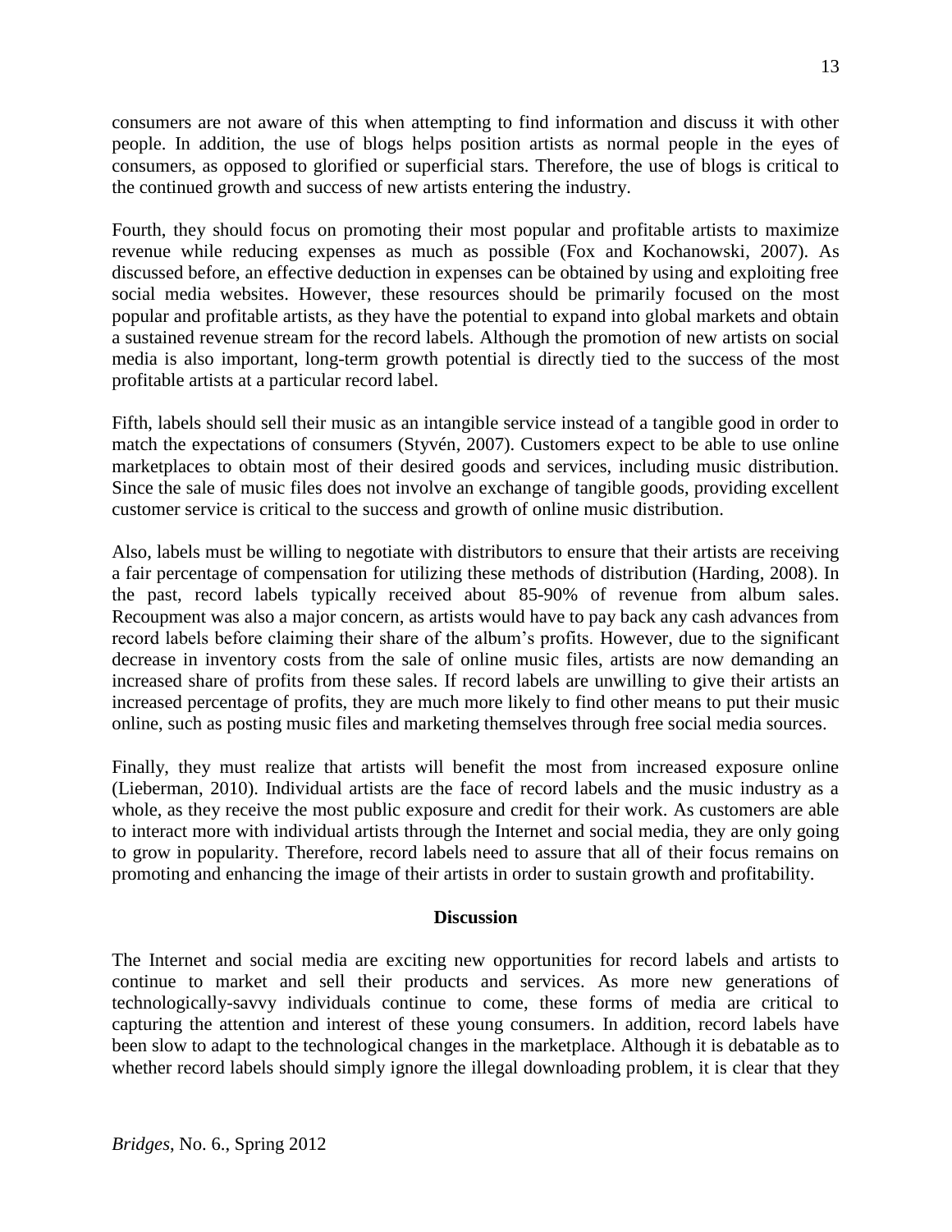consumers are not aware of this when attempting to find information and discuss it with other people. In addition, the use of blogs helps position artists as normal people in the eyes of consumers, as opposed to glorified or superficial stars. Therefore, the use of blogs is critical to the continued growth and success of new artists entering the industry.

Fourth, they should focus on promoting their most popular and profitable artists to maximize revenue while reducing expenses as much as possible (Fox and Kochanowski, 2007). As discussed before, an effective deduction in expenses can be obtained by using and exploiting free social media websites. However, these resources should be primarily focused on the most popular and profitable artists, as they have the potential to expand into global markets and obtain a sustained revenue stream for the record labels. Although the promotion of new artists on social media is also important, long-term growth potential is directly tied to the success of the most profitable artists at a particular record label.

Fifth, labels should sell their music as an intangible service instead of a tangible good in order to match the expectations of consumers (Styvén, 2007). Customers expect to be able to use online marketplaces to obtain most of their desired goods and services, including music distribution. Since the sale of music files does not involve an exchange of tangible goods, providing excellent customer service is critical to the success and growth of online music distribution.

Also, labels must be willing to negotiate with distributors to ensure that their artists are receiving a fair percentage of compensation for utilizing these methods of distribution (Harding, 2008). In the past, record labels typically received about 85-90% of revenue from album sales. Recoupment was also a major concern, as artists would have to pay back any cash advances from record labels before claiming their share of the album's profits. However, due to the significant decrease in inventory costs from the sale of online music files, artists are now demanding an increased share of profits from these sales. If record labels are unwilling to give their artists an increased percentage of profits, they are much more likely to find other means to put their music online, such as posting music files and marketing themselves through free social media sources.

Finally, they must realize that artists will benefit the most from increased exposure online (Lieberman, 2010). Individual artists are the face of record labels and the music industry as a whole, as they receive the most public exposure and credit for their work. As customers are able to interact more with individual artists through the Internet and social media, they are only going to grow in popularity. Therefore, record labels need to assure that all of their focus remains on promoting and enhancing the image of their artists in order to sustain growth and profitability.

## Discussion

The Internet and social media are exciting new opportunities for record labels and artists to continue to market and sell their products and services. As more new generations of technologically-savvy individuals continue to come, these forms of media are critical to capturing the attention and interest of these young consumers. In addition, record labels have been slow to adapt to the technological changes in the marketplace. Although it is debatable as to whether record labels should simply ignore the illegal downloading problem, it is clear that they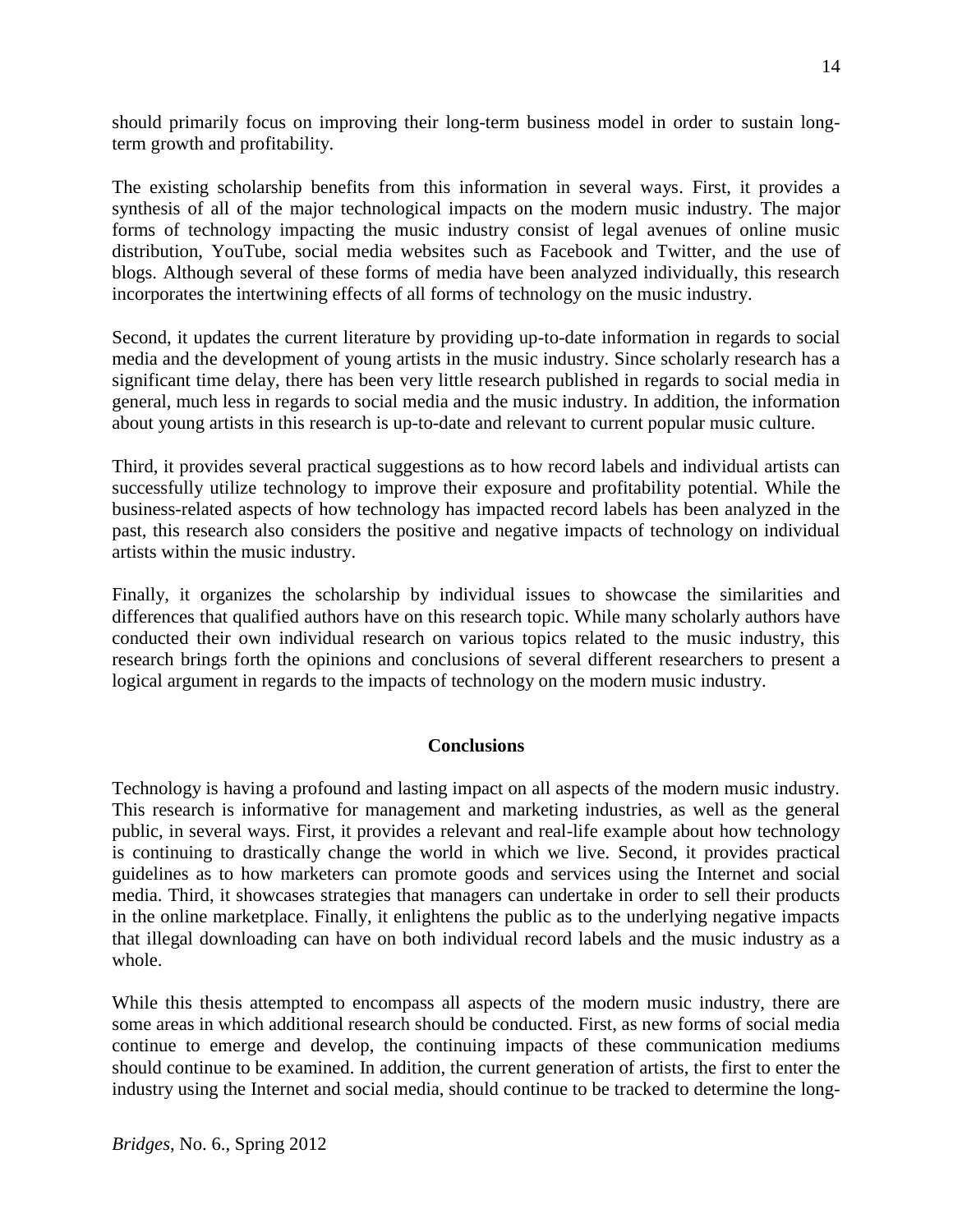should primarily focus on improving their long-term business model in order to sustain long-term growth and profitability.

The existing scholarship benefits from this information in several ways. First, it provides a synthesis of all of the major technological impacts on the modern music industry. The major forms of technology impacting the music industry consist of legal avenues of online music distribution, YouTube, social media websites such as Facebook and Twitter, and the use of blogs. Although several of these forms of media have been analyzed individually, this research incorporates the intertwining effects of all forms of technology on the music industry.

Second, it updates the current literature by providing up-to-date information in regards to social media and the development of young artists in the music industry. Since scholarly research has a significant time delay, there has been very little research published in regards to social media in general, much less in regards to social media and the music industry. In addition, the information about young artists in this research is up-to-date and relevant to current popular music culture.

Third, it provides several practical suggestions as to how record labels and individual artists can successfully utilize technology to improve their exposure and profitability potential. While the business-related aspects of how technology has impacted record labels has been analyzed in the past, this research also considers the positive and negative impacts of technology on individual artists within the music industry.

Finally, it organizes the scholarship by individual issues to showcase the similarities and differences that qualified authors have on this research topic. While many scholarly authors have conducted their own individual research on various topics related to the music industry, this research brings forth the opinions and conclusions of several different researchers to present a logical argument in regards to the impacts of technology on the modern music industry.

## Conclusions

Technology is having a profound and lasting impact on all aspects of the modern music industry. This research is informative for management and marketing industries, as well as the general public, in several ways. First, it provides a relevant and real-life example about how technology is continuing to drastically change the world in which we live. Second, it provides practical guidelines as to how marketers can promote goods and services using the Internet and social media. Third, it showcases strategies that managers can undertake in order to sell their products in the online marketplace. Finally, it enlightens the public as to the underlying negative impacts that illegal downloading can have on both individual record labels and the music industry as a whole.

While this thesis attempted to encompass all aspects of the modern music industry, there are some areas in which additional research should be conducted. First, as new forms of social media continue to emerge and develop, the continuing impacts of these communication mediums should continue to be examined. In addition, the current generation of artists, the first to enter the industry using the Internet and social media, should continue to be tracked to determine the long-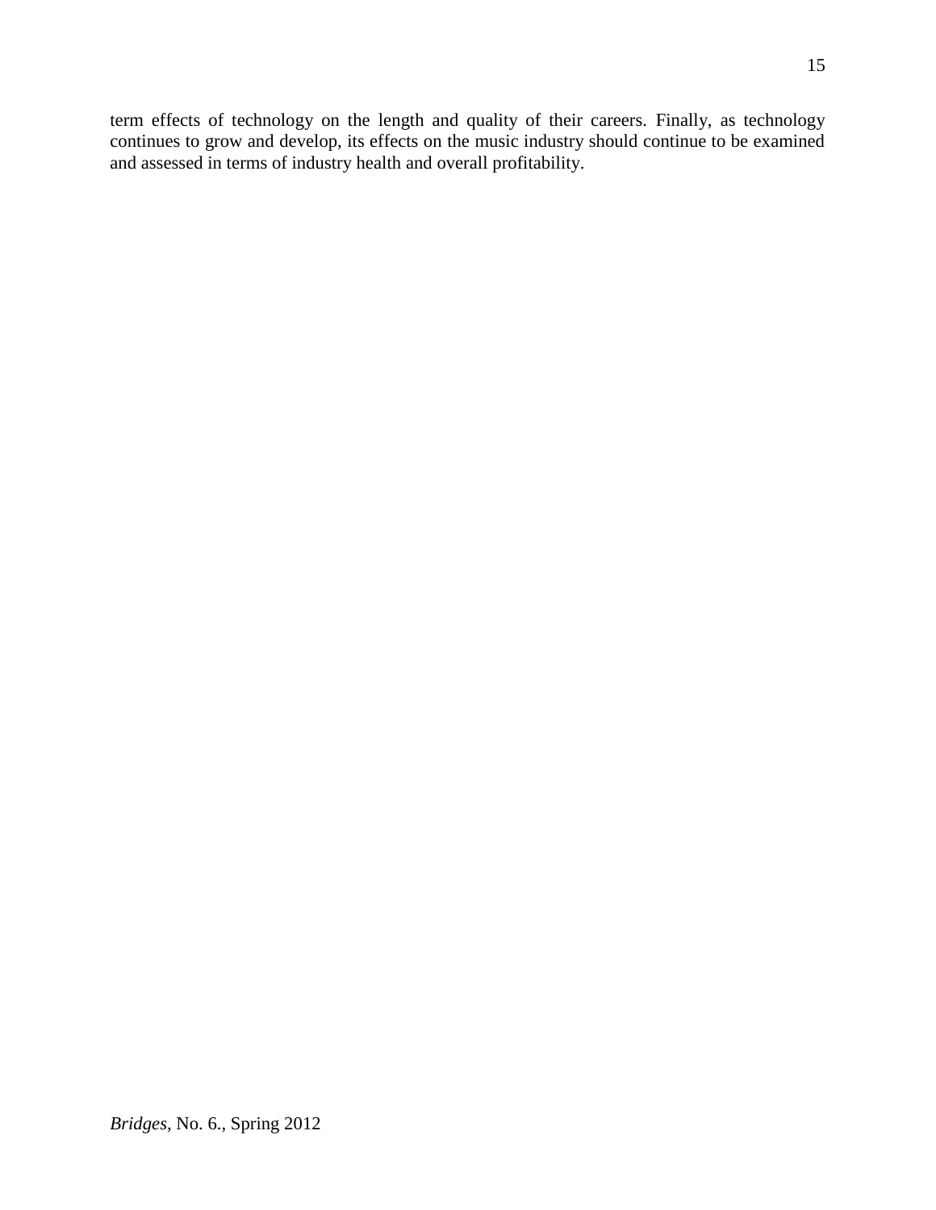term effects of technology on the length and quality of their careers. Finally, as technology continues to grow and develop, its effects on the music industry should continue to be examined and assessed in terms of industry health and overall profitability.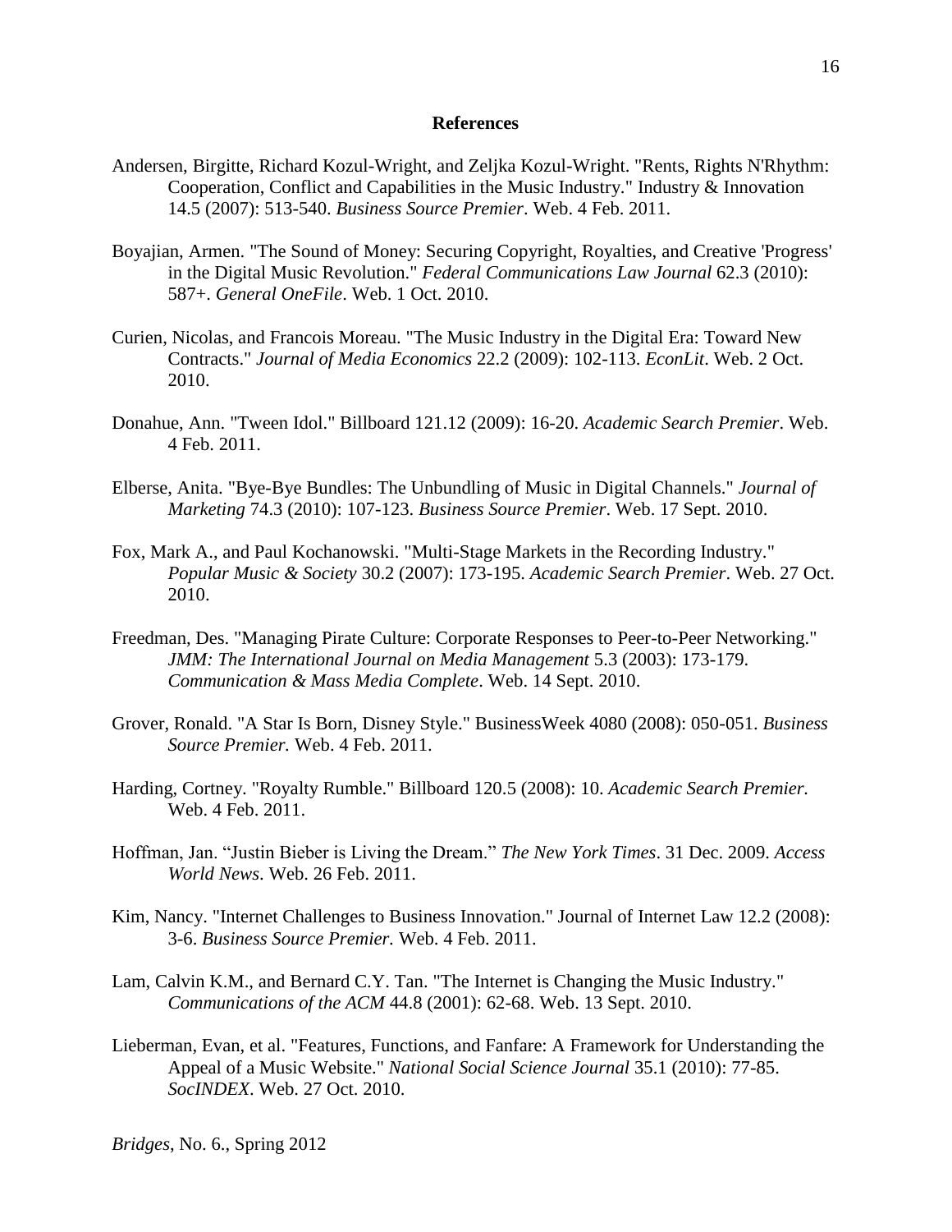## References

Andersen, Birgitte, Richard Kozul-Wright, and Zeljka Kozul-Wright. "Rents, Rights N'Rhythm: Cooperation, Conflict and Capabilities in the Music Industry." Industry & Innovation 14.5 (2007): 513-540. *Business Source Premier*. Web. 4 Feb. 2011.

Boyajian, Armen. "The Sound of Money: Securing Copyright, Royalties, and Creative 'Progress' in the Digital Music Revolution." *Federal Communications Law Journal* 62.3 (2010): 587+. *General OneFile*. Web. 1 Oct. 2010.

Curien, Nicolas, and Francois Moreau. "The Music Industry in the Digital Era: Toward New Contracts." *Journal of Media Economics* 22.2 (2009): 102-113. *EconLit*. Web. 2 Oct. 2010.

Donahue, Ann. "Tween Idol." Billboard 121.12 (2009): 16-20. *Academic Search Premier*. Web. 4 Feb. 2011.

Elberse, Anita. "Bye-Bye Bundles: The Unbundling of Music in Digital Channels." *Journal of Marketing* 74.3 (2010): 107-123. *Business Source Premier*. Web. 17 Sept. 2010.

Fox, Mark A., and Paul Kochanowski. "Multi-Stage Markets in the Recording Industry." *Popular Music & Society* 30.2 (2007): 173-195. *Academic Search Premier*. Web. 27 Oct. 2010.

Freedman, Des. "Managing Pirate Culture: Corporate Responses to Peer-to-Peer Networking." *JMM: The International Journal on Media Management* 5.3 (2003): 173-179. *Communication & Mass Media Complete*. Web. 14 Sept. 2010.

Grover, Ronald. "A Star Is Born, Disney Style." BusinessWeek 4080 (2008): 050-051. *Business Source Premier.* Web. 4 Feb. 2011.

Harding, Cortney. "Royalty Rumble." Billboard 120.5 (2008): 10. *Academic Search Premier.* Web. 4 Feb. 2011.

Hoffman, Jan. "Justin Bieber is Living the Dream." *The New York Times*. 31 Dec. 2009. *Access World News*. Web. 26 Feb. 2011.

Kim, Nancy. "Internet Challenges to Business Innovation." Journal of Internet Law 12.2 (2008): 3-6. *Business Source Premier.* Web. 4 Feb. 2011.

Lam, Calvin K.M., and Bernard C.Y. Tan. "The Internet is Changing the Music Industry." *Communications of the ACM* 44.8 (2001): 62-68. Web. 13 Sept. 2010.

Lieberman, Evan, et al. "Features, Functions, and Fanfare: A Framework for Understanding the Appeal of a Music Website." *National Social Science Journal* 35.1 (2010): 77-85. *SocINDEX*. Web. 27 Oct. 2010.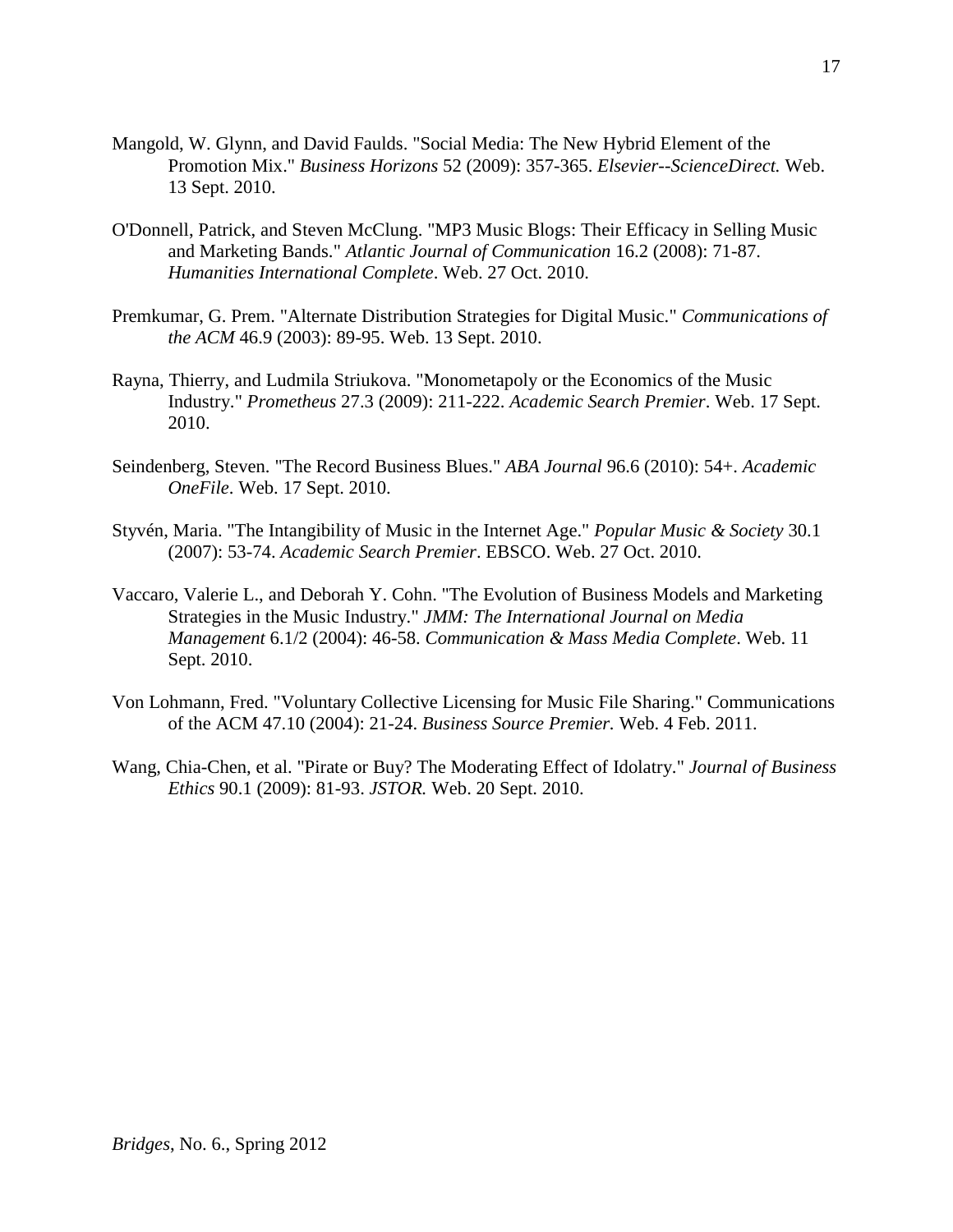Mangold, W. Glynn, and David Faulds. "Social Media: The New Hybrid Element of the Promotion Mix." *Business Horizons* 52 (2009): 357-365. *Elsevier--ScienceDirect.* Web. 13 Sept. 2010.

O'Donnell, Patrick, and Steven McClung. "MP3 Music Blogs: Their Efficacy in Selling Music and Marketing Bands." *Atlantic Journal of Communication* 16.2 (2008): 71-87. *Humanities International Complete*. Web. 27 Oct. 2010.

Premkumar, G. Prem. "Alternate Distribution Strategies for Digital Music." *Communications of the ACM* 46.9 (2003): 89-95. Web. 13 Sept. 2010.

Rayna, Thierry, and Ludmila Striukova. "Monometapoly or the Economics of the Music Industry." *Prometheus* 27.3 (2009): 211-222. *Academic Search Premier*. Web. 17 Sept. 2010.

Seindenberg, Steven. "The Record Business Blues." *ABA Journal* 96.6 (2010): 54+. *Academic OneFile*. Web. 17 Sept. 2010.

Styvén, Maria. "The Intangibility of Music in the Internet Age." *Popular Music & Society* 30.1 (2007): 53-74. *Academic Search Premier*. EBSCO. Web. 27 Oct. 2010.

Vaccaro, Valerie L., and Deborah Y. Cohn. "The Evolution of Business Models and Marketing Strategies in the Music Industry." *JMM: The International Journal on Media Management* 6.1/2 (2004): 46-58. *Communication & Mass Media Complete*. Web. 11 Sept. 2010.

Von Lohmann, Fred. "Voluntary Collective Licensing for Music File Sharing." Communications of the ACM 47.10 (2004): 21-24. *Business Source Premier.* Web. 4 Feb. 2011.

Wang, Chia-Chen, et al. "Pirate or Buy? The Moderating Effect of Idolatry." *Journal of Business Ethics* 90.1 (2009): 81-93. *JSTOR.* Web. 20 Sept. 2010.